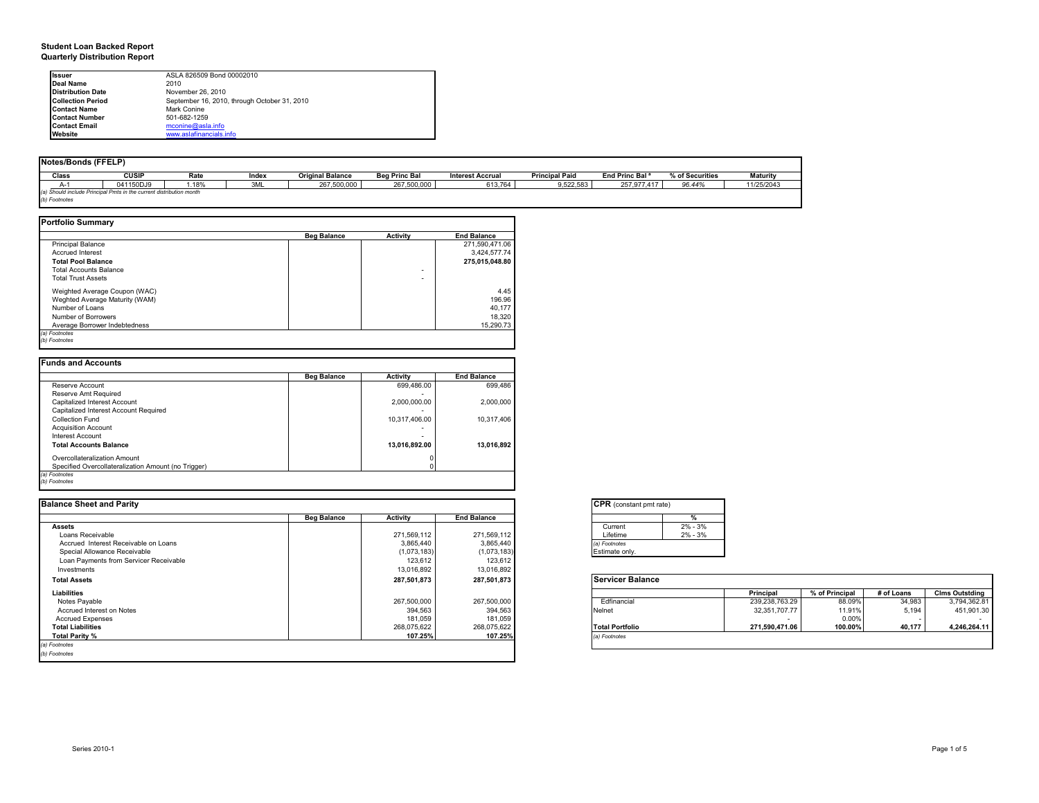**Student Loan Backed Report**
**Quarterly Distribution Report**

| | |
|---|---|
| **Issuer** | ASLA 826509 Bond 00002010 |
| **Deal Name** | 2010 |
| **Distribution Date** | November 26, 2010 |
| **Collection Period** | September 16, 2010, through October 31, 2010 |
| **Contact Name** | Mark Conine |
| **Contact Number** | 501-682-1259 |
| **Contact Email** | mconine@asla.info |
| **Website** | www.aslafinancials.info |

## Notes/Bonds (FFELP)

| Class | CUSIP | Rate | Index | Original Balance | Beg Princ Bal | Interest Accrual | Principal Paid | End Princ Bal [a] | % of Securities | Maturity |
|---|---|---|---|---|---|---|---|---|---|---|
| A-1 | 041150DJ9 | 1.18% | 3ML | 267,500,000 | 267,500,000 | 613,764 | 9,522,583 | 257,977,417 | 96.44% | 11/25/2043 |

*(a) Should include Principal Pmts in the current distribution month*
*(b) Footnotes*

## Portfolio Summary

| | Beg Balance | Activity | End Balance |
|---|---|---|---|
| Principal Balance | | | 271,590,471.06 |
| Accrued Interest | | | 3,424,577.74 |
| **Total Pool Balance** | | | **275,015,048.80** |
| Total Accounts Balance | | - | |
| Total Trust Assets | | - | |
| Weighted Average Coupon (WAC) | | | 4.45 |
| Weghted Average Maturity (WAM) | | | 196.96 |
| Number of Loans | | | 40,177 |
| Number of Borrowers | | | 18,320 |
| Average Borrower Indebtedness | | | 15,290.73 |

*(a) Footnotes*
*(b) Footnotes*

## Funds and Accounts

| | Beg Balance | Activity | End Balance |
|---|---|---|---|
| Reserve Account | | 699,486.00 | 699,486 |
| Reserve Amt Required | | - | |
| Capitalized Interest Account | | 2,000,000.00 | 2,000,000 |
| Capitalized Interest Account Required | | - | |
| Collection Fund | | 10,317,406.00 | 10,317,406 |
| Acquisition Account | | - | |
| Interest Account | | - | |
| **Total Accounts Balance** | | **13,016,892.00** | **13,016,892** |
| Overcollateralization Amount | | 0 | |
| Specified Overcollateralization Amount (no Trigger) | | 0 | |

*(a) Footnotes*
*(b) Footnotes*

## Balance Sheet and Parity

| | Beg Balance | Activity | End Balance |
|---|---|---|---|
| **Assets** | | | |
| Loans Receivable | | 271,569,112 | 271,569,112 |
| Accrued Interest Receivable on Loans | | 3,865,440 | 3,865,440 |
| Special Allowance Receivable | | (1,073,183) | (1,073,183) |
| Loan Payments from Servicer Receivable | | 123,612 | 123,612 |
| Investments | | 13,016,892 | 13,016,892 |
| **Total Assets** | | **287,501,873** | **287,501,873** |
| **Liabilities** | | | |
| Notes Payable | | 267,500,000 | 267,500,000 |
| Accrued Interest on Notes | | 394,563 | 394,563 |
| Accrued Expenses | | 181,059 | 181,059 |
| **Total Liabilities** | | 268,075,622 | 268,075,622 |
| **Total Parity %** | | **107.25%** | **107.25%** |

*(a) Footnotes*
*(b) Footnotes*

## CPR (constant pmt rate)

| | % |
|---|---|
| Current | 2% - 3% |
| Lifetime | 2% - 3% |

*(a) Footnotes*
Estimate only.

## Servicer Balance

| | Principal | % of Principal | # of Loans | Clms Outstding |
|---|---|---|---|---|
| Edfinancial | 239,238,763.29 | 88.09% | 34,983 | 3,794,362.81 |
| Nelnet | 32,351,707.77 | 11.91% | 5,194 | 451,901.30 |
| | - | 0.00% | - | - |
| **Total Portfolio** | **271,590,471.06** | **100.00%** | **40,177** | **4,246,264.11** |

*(a) Footnotes*

Series 2010-1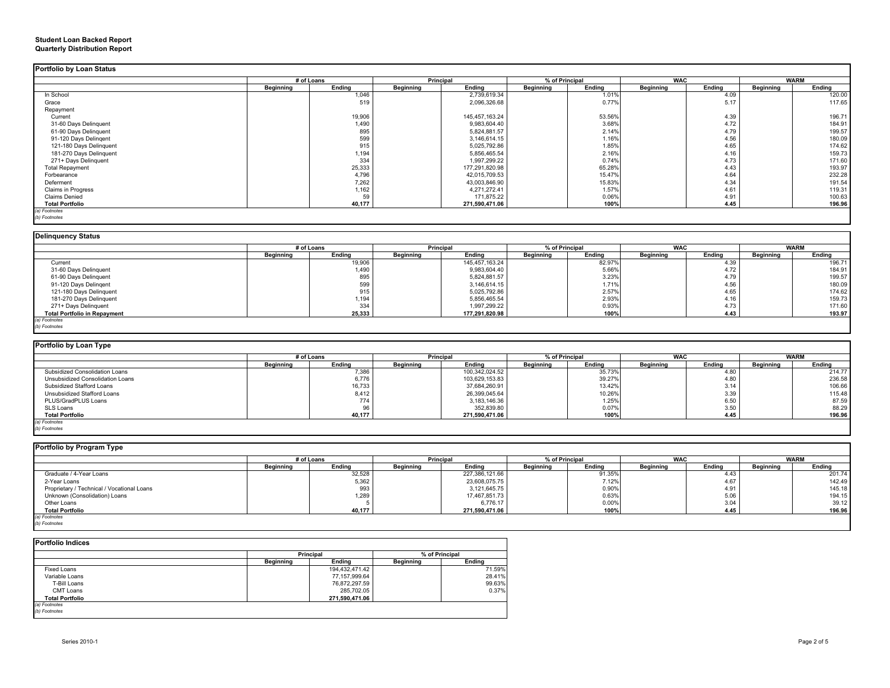**Student Loan Backed Report**
**Quarterly Distribution Report**

## Portfolio by Loan Status

| | # of Loans | | Principal | | % of Principal | | WAC | | WARM | |
|---|---|---|---|---|---|---|---|---|---|---|
| | Beginning | Ending | Beginning | Ending | Beginning | Ending | Beginning | Ending | Beginning | Ending |
| In School | | 1,046 | | 2,739,619.34 | | 1.01% | | 4.09 | | 120.00 |
| Grace | | 519 | | 2,096,326.68 | | 0.77% | | 5.17 | | 117.65 |
| Repayment | | | | | | | | | | |
| Current | | 19,906 | | 145,457,163.24 | | 53.56% | | 4.39 | | 196.71 |
| 31-60 Days Delinquent | | 1,490 | | 9,983,604.40 | | 3.68% | | 4.72 | | 184.91 |
| 61-90 Days Delinquent | | 895 | | 5,824,881.57 | | 2.14% | | 4.79 | | 199.57 |
| 91-120 Days Delingent | | 599 | | 3,146,614.15 | | 1.16% | | 4.56 | | 180.09 |
| 121-180 Days Delinquent | | 915 | | 5,025,792.86 | | 1.85% | | 4.65 | | 174.62 |
| 181-270 Days Delinquent | | 1,194 | | 5,856,465.54 | | 2.16% | | 4.16 | | 159.73 |
| 271+ Days Delinquent | | 334 | | 1,997,299.22 | | 0.74% | | 4.73 | | 171.60 |
| Total Repayment | | 25,333 | | 177,291,820.98 | | 65.28% | | 4.43 | | 193.97 |
| Forbearance | | 4,796 | | 42,015,709.53 | | 15.47% | | 4.64 | | 232.28 |
| Deferment | | 7,262 | | 43,003,846.90 | | 15.83% | | 4.34 | | 191.54 |
| Claims in Progress | | 1,162 | | 4,271,272.41 | | 1.57% | | 4.61 | | 119.31 |
| Claims Denied | | 59 | | 171,875.22 | | 0.06% | | 4.91 | | 100.63 |
| **Total Portfolio** | | **40,177** | | **271,590,471.06** | | **100%** | | **4.45** | | **196.96** |

*(a) Footnotes*
*(b) Footnotes*

## Delinquency Status

| | # of Loans | | Principal | | % of Principal | | WAC | | WARM | |
|---|---|---|---|---|---|---|---|---|---|---|
| | Beginning | Ending | Beginning | Ending | Beginning | Ending | Beginning | Ending | Beginning | Ending |
| Current | | 19,906 | | 145,457,163.24 | | 82.97% | | 4.39 | | 196.71 |
| 31-60 Days Delinquent | | 1,490 | | 9,983,604.40 | | 5.66% | | 4.72 | | 184.91 |
| 61-90 Days Delinquent | | 895 | | 5,824,881.57 | | 3.23% | | 4.79 | | 199.57 |
| 91-120 Days Delingent | | 599 | | 3,146,614.15 | | 1.71% | | 4.56 | | 180.09 |
| 121-180 Days Delinquent | | 915 | | 5,025,792.86 | | 2.57% | | 4.65 | | 174.62 |
| 181-270 Days Delinquent | | 1,194 | | 5,856,465.54 | | 2.93% | | 4.16 | | 159.73 |
| 271+ Days Delinquent | | 334 | | 1,997,299.22 | | 0.93% | | 4.73 | | 171.60 |
| **Total Portfolio in Repayment** | | **25,333** | | **177,291,820.98** | | **100%** | | **4.43** | | **193.97** |

*(a) Footnotes*
*(b) Footnotes*

## Portfolio by Loan Type

| | # of Loans | | Principal | | % of Principal | | WAC | | WARM | |
|---|---|---|---|---|---|---|---|---|---|---|
| | Beginning | Ending | Beginning | Ending | Beginning | Ending | Beginning | Ending | Beginning | Ending |
| Subsidized Consolidation Loans | | 7,386 | | 100,342,024.52 | | 35.73% | | 4.80 | | 214.77 |
| Unsubsidized Consolidation Loans | | 6,776 | | 103,629,153.83 | | 39.27% | | 4.80 | | 236.58 |
| Subsidized Stafford Loans | | 16,733 | | 37,684,260.91 | | 13.42% | | 3.14 | | 106.66 |
| Unsubsidized Stafford Loans | | 8,412 | | 26,399,045.64 | | 10.26% | | 3.39 | | 115.48 |
| PLUS/GradPLUS Loans | | 774 | | 3,183,146.36 | | 1.25% | | 6.50 | | 87.59 |
| SLS Loans | | 96 | | 352,839.80 | | 0.07% | | 3.50 | | 88.29 |
| **Total Portfolio** | | **40,177** | | **271,590,471.06** | | **100%** | | **4.45** | | **196.96** |

*(a) Footnotes*
*(b) Footnotes*

## Portfolio by Program Type

| | # of Loans | | Principal | | % of Principal | | WAC | | WARM | |
|---|---|---|---|---|---|---|---|---|---|---|
| | Beginning | Ending | Beginning | Ending | Beginning | Ending | Beginning | Ending | Beginning | Ending |
| Graduate / 4-Year Loans | | 32,528 | | 227,386,121.66 | | 91.35% | | 4.43 | | 201.74 |
| 2-Year Loans | | 5,362 | | 23,608,075.75 | | 7.12% | | 4.67 | | 142.49 |
| Proprietary / Technical / Vocational Loans | | 993 | | 3,121,645.75 | | 0.90% | | 4.91 | | 145.18 |
| Unknown (Consolidation) Loans | | 1,289 | | 17,467,851.73 | | 0.63% | | 5.06 | | 194.15 |
| Other Loans | | 5 | | 6,776.17 | | 0.00% | | 3.04 | | 39.12 |
| **Total Portfolio** | | **40,177** | | **271,590,471.06** | | **100%** | | **4.45** | | **196.96** |

*(a) Footnotes*
*(b) Footnotes*

## Portfolio Indices

| | Principal | | % of Principal | |
|---|---|---|---|---|
| | Beginning | Ending | Beginning | Ending |
| Fixed Loans | | 194,432,471.42 | | 71.59% |
| Variable Loans | | 77,157,999.64 | | 28.41% |
| T-Bill Loans | | 76,872,297.59 | | 99.63% |
| CMT Loans | | 285,702.05 | | 0.37% |
| **Total Portfolio** | | **271,590,471.06** | | |

*(a) Footnotes*
*(b) Footnotes*

Series 2010-1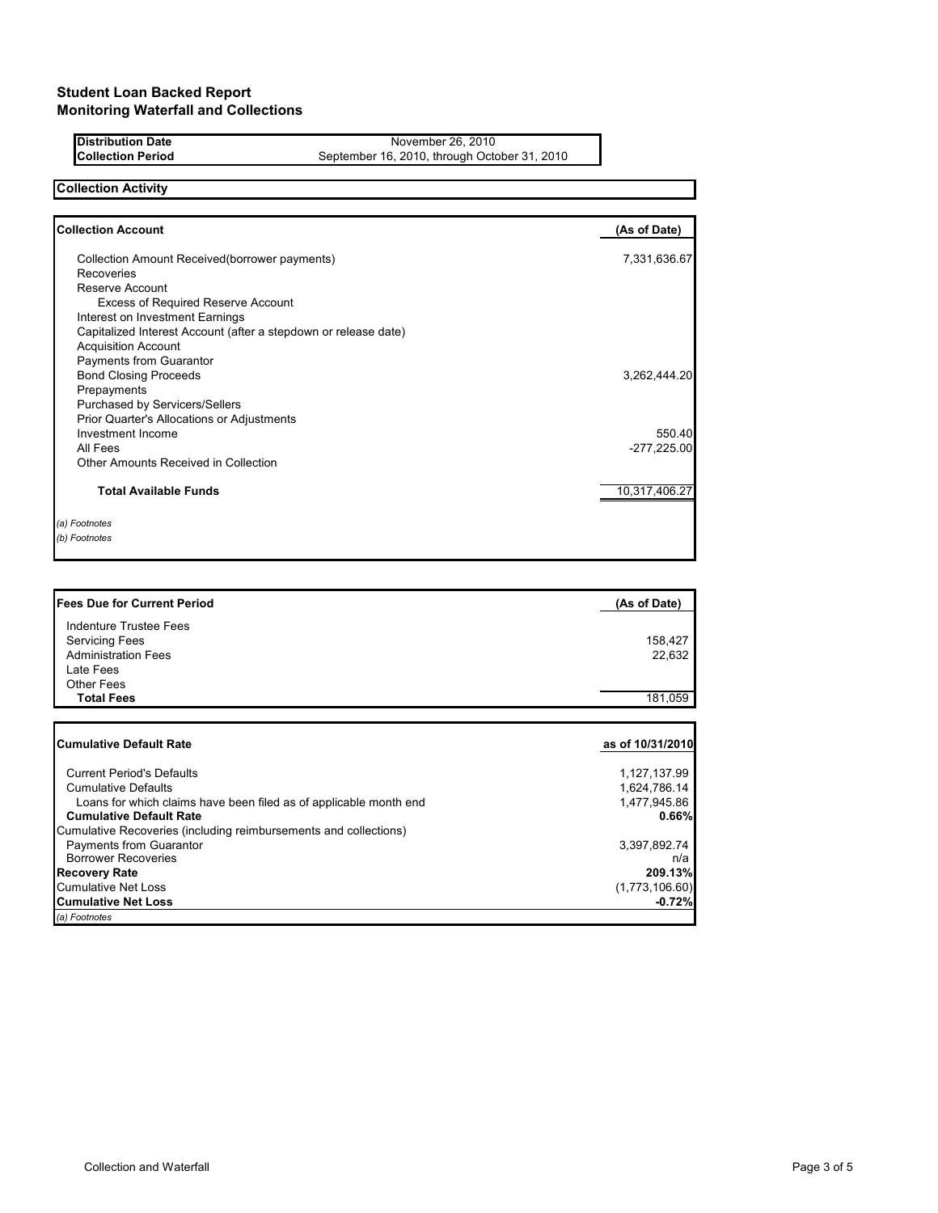# Student Loan Backed Report
## Monitoring Waterfall and Collections

| | |
|---|---|
| **Distribution Date** | November 26, 2010 |
| **Collection Period** | September 16, 2010, through October 31, 2010 |

### Collection Activity

| **Collection Account** | **(As of Date)** |
|---|---|
| Collection Amount Received(borrower payments) | 7,331,636.67 |
| Recoveries | |
| Reserve Account | |
| Excess of Required Reserve Account | |
| Interest on Investment Earnings | |
| Capitalized Interest Account (after a stepdown or release date) | |
| Acquisition Account | |
| Payments from Guarantor | |
| Bond Closing Proceeds | 3,262,444.20 |
| Prepayments | |
| Purchased by Servicers/Sellers | |
| Prior Quarter's Allocations or Adjustments | |
| Investment Income | 550.40 |
| All Fees | -277,225.00 |
| Other Amounts Received in Collection | |
| **Total Available Funds** | 10,317,406.27 |

*(a) Footnotes*
*(b) Footnotes*

| **Fees Due for Current Period** | **(As of Date)** |
|---|---|
| Indenture Trustee Fees | |
| Servicing Fees | 158,427 |
| Administration Fees | 22,632 |
| Late Fees | |
| Other Fees | |
| **Total Fees** | 181,059 |

| **Cumulative Default Rate** | **as of 10/31/2010** |
|---|---|
| Current Period's Defaults | 1,127,137.99 |
| Cumulative Defaults | 1,624,786.14 |
| Loans for which claims have been filed as of applicable month end | 1,477,945.86 |
| **Cumulative Default Rate** | **0.66%** |
| Cumulative Recoveries (including reimbursements and collections) | |
| Payments from Guarantor | 3,397,892.74 |
| Borrower Recoveries | n/a |
| **Recovery Rate** | **209.13%** |
| Cumulative Net Loss | (1,773,106.60) |
| **Cumulative Net Loss** | **-0.72%** |

*(a) Footnotes*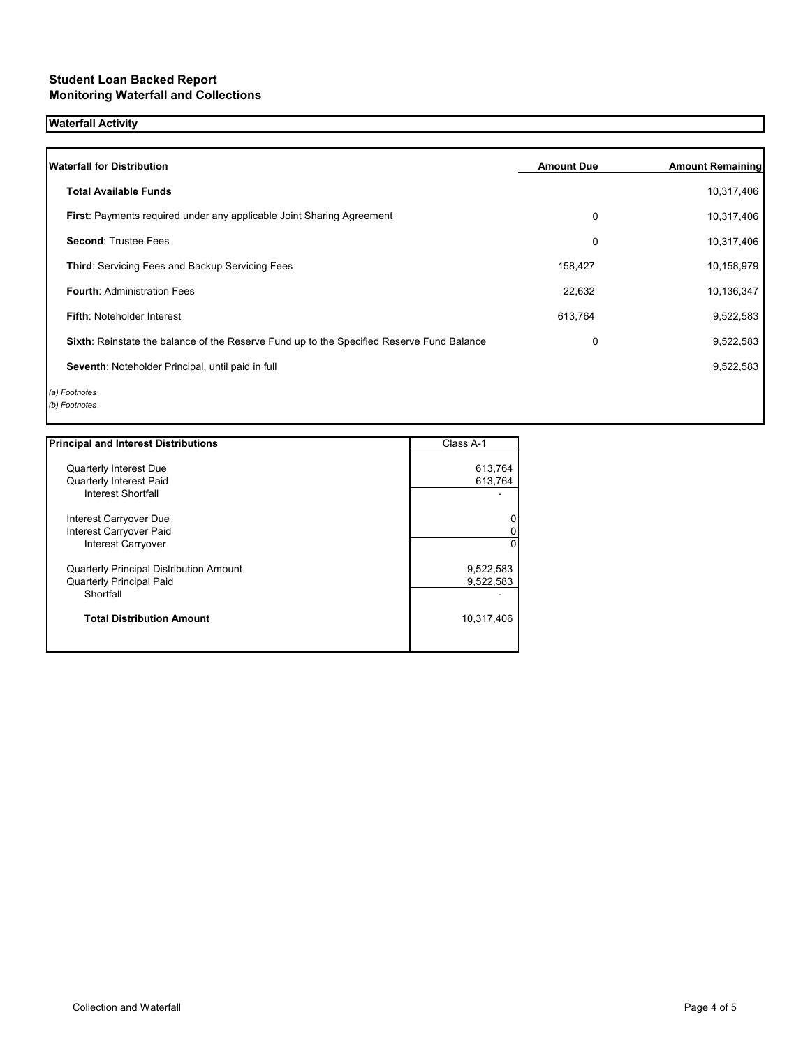**Student Loan Backed Report**
**Monitoring Waterfall and Collections**

## Waterfall Activity

| Waterfall for Distribution | Amount Due | Amount Remaining |
|---|---|---|
| **Total Available Funds** | | 10,317,406 |
| **First**: Payments required under any applicable Joint Sharing Agreement | 0 | 10,317,406 |
| **Second**: Trustee Fees | 0 | 10,317,406 |
| **Third**: Servicing Fees and Backup Servicing Fees | 158,427 | 10,158,979 |
| **Fourth**: Administration Fees | 22,632 | 10,136,347 |
| **Fifth**: Noteholder Interest | 613,764 | 9,522,583 |
| **Sixth**: Reinstate the balance of the Reserve Fund up to the Specified Reserve Fund Balance | 0 | 9,522,583 |
| **Seventh**: Noteholder Principal, until paid in full | | 9,522,583 |

*(a) Footnotes*
*(b) Footnotes*

| Principal and Interest Distributions | Class A-1 |
|---|---|
| Quarterly Interest Due | 613,764 |
| Quarterly Interest Paid | 613,764 |
| Interest Shortfall | - |
| Interest Carryover Due | 0 |
| Interest Carryover Paid | 0 |
| Interest Carryover | 0 |
| Quarterly Principal Distribution Amount | 9,522,583 |
| Quarterly Principal Paid | 9,522,583 |
| Shortfall | - |
| **Total Distribution Amount** | 10,317,406 |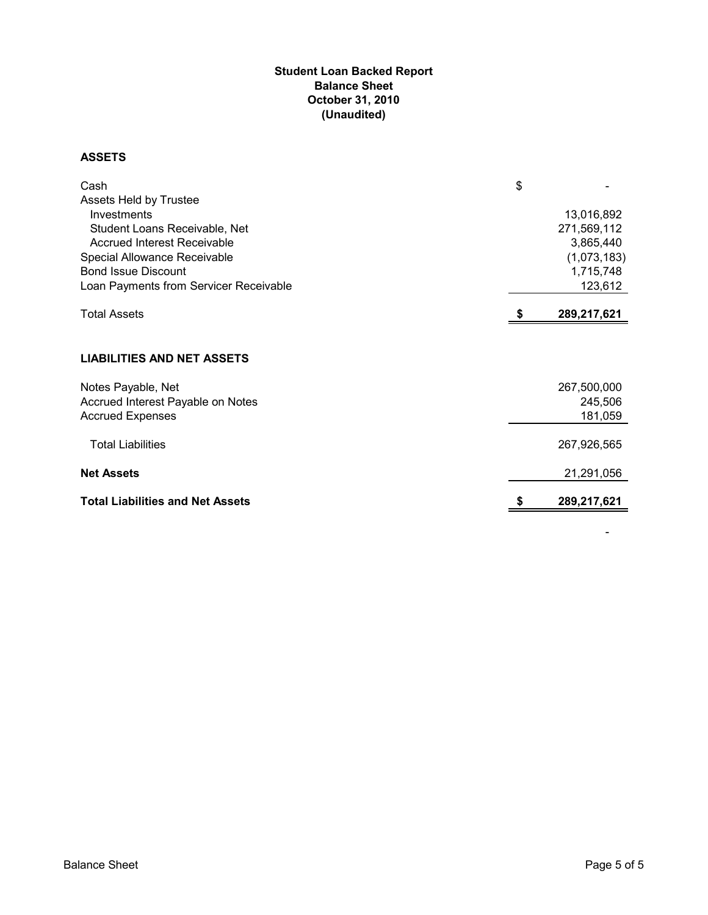**Student Loan Backed Report**
**Balance Sheet**
**October 31, 2010**
**(Unaudited)**

**ASSETS**

| | |
|---|---|
| Cash | $ - |
| Assets Held by Trustee | |
| Investments | 13,016,892 |
| Student Loans Receivable, Net | 271,569,112 |
| Accrued Interest Receivable | 3,865,440 |
| Special Allowance Receivable | (1,073,183) |
| Bond Issue Discount | 1,715,748 |
| Loan Payments from Servicer Receivable | 123,612 |
| Total Assets | **$ 289,217,621** |

**LIABILITIES AND NET ASSETS**

| | |
|---|---|
| Notes Payable, Net | 267,500,000 |
| Accrued Interest Payable on Notes | 245,506 |
| Accrued Expenses | 181,059 |
| Total Liabilities | 267,926,565 |
| **Net Assets** | 21,291,056 |
| **Total Liabilities and Net Assets** | **$ 289,217,621** |

-